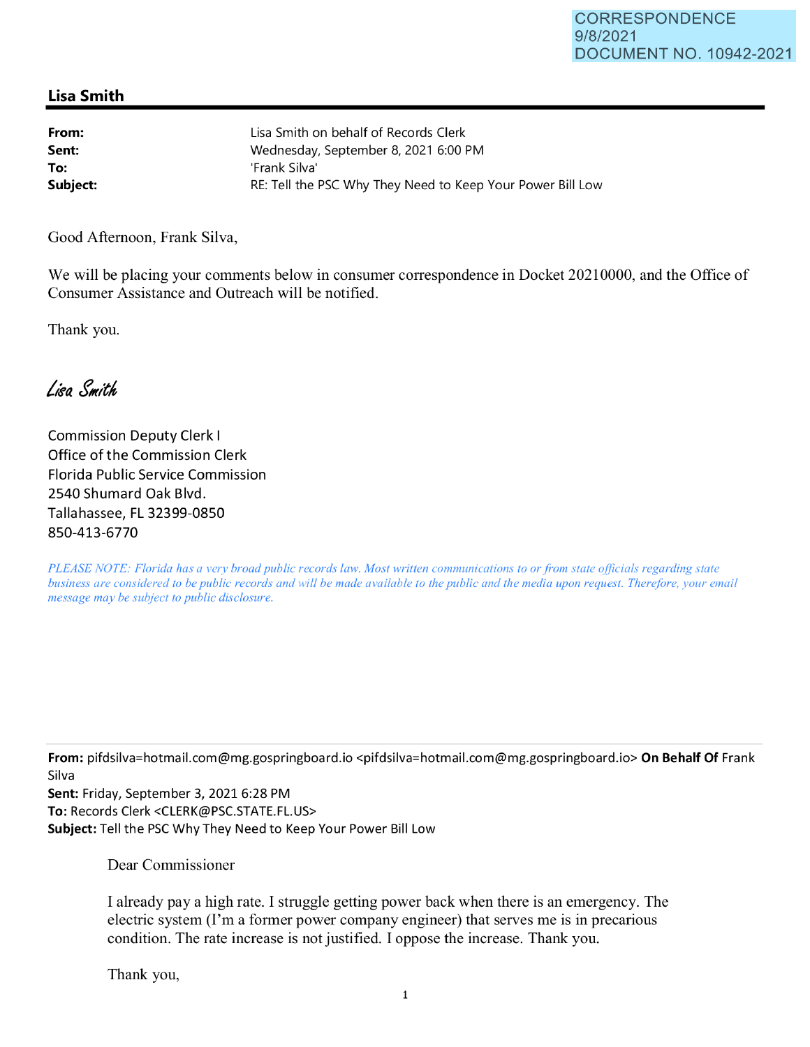CORRESPONDENCE
9/8/2021
DOCUMENT NO. 10942-2021

## Lisa Smith

**From:** Lisa Smith on behalf of Records Clerk
**Sent:** Wednesday, September 8, 2021 6:00 PM
**To:** 'Frank Silva'
**Subject:** RE: Tell the PSC Why They Need to Keep Your Power Bill Low

Good Afternoon, Frank Silva,

We will be placing your comments below in consumer correspondence in Docket 20210000, and the Office of Consumer Assistance and Outreach will be notified.

Thank you.

*Lisa Smith*

Commission Deputy Clerk I
Office of the Commission Clerk
Florida Public Service Commission
2540 Shumard Oak Blvd.
Tallahassee, FL 32399-0850
850-413-6770

*PLEASE NOTE: Florida has a very broad public records law. Most written communications to or from state officials regarding state business are considered to be public records and will be made available to the public and the media upon request. Therefore, your email message may be subject to public disclosure.*

---

**From:** pifdsilva=hotmail.com@mg.gospringboard.io <pifdsilva=hotmail.com@mg.gospringboard.io> **On Behalf Of** Frank Silva
**Sent:** Friday, September 3, 2021 6:28 PM
**To:** Records Clerk <CLERK@PSC.STATE.FL.US>
**Subject:** Tell the PSC Why They Need to Keep Your Power Bill Low

Dear Commissioner

I already pay a high rate. I struggle getting power back when there is an emergency. The electric system (I'm a former power company engineer) that serves me is in precarious condition. The rate increase is not justified. I oppose the increase. Thank you.

Thank you,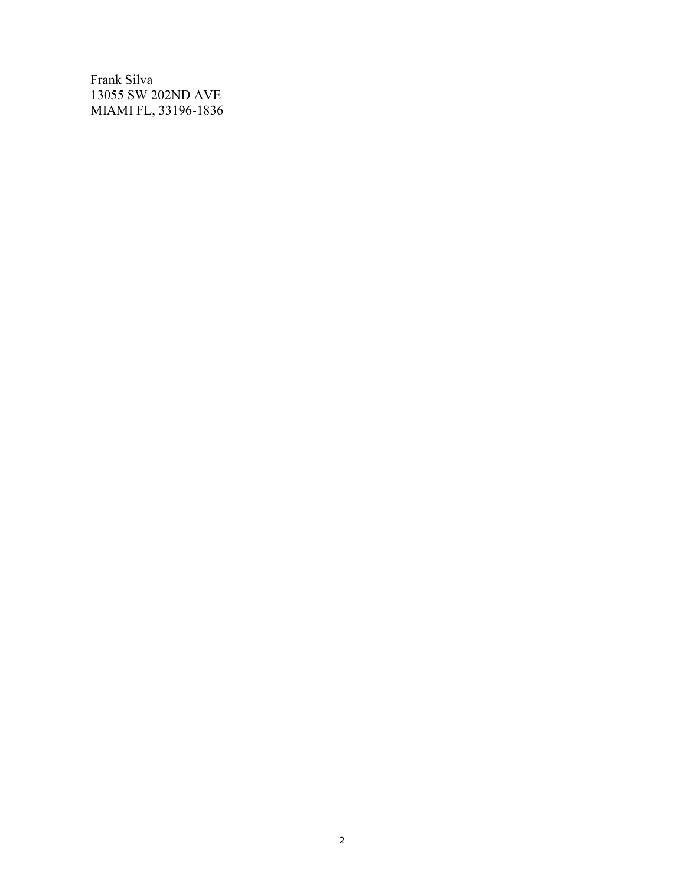Frank Silva
13055 SW 202ND AVE
MIAMI FL, 33196-1836